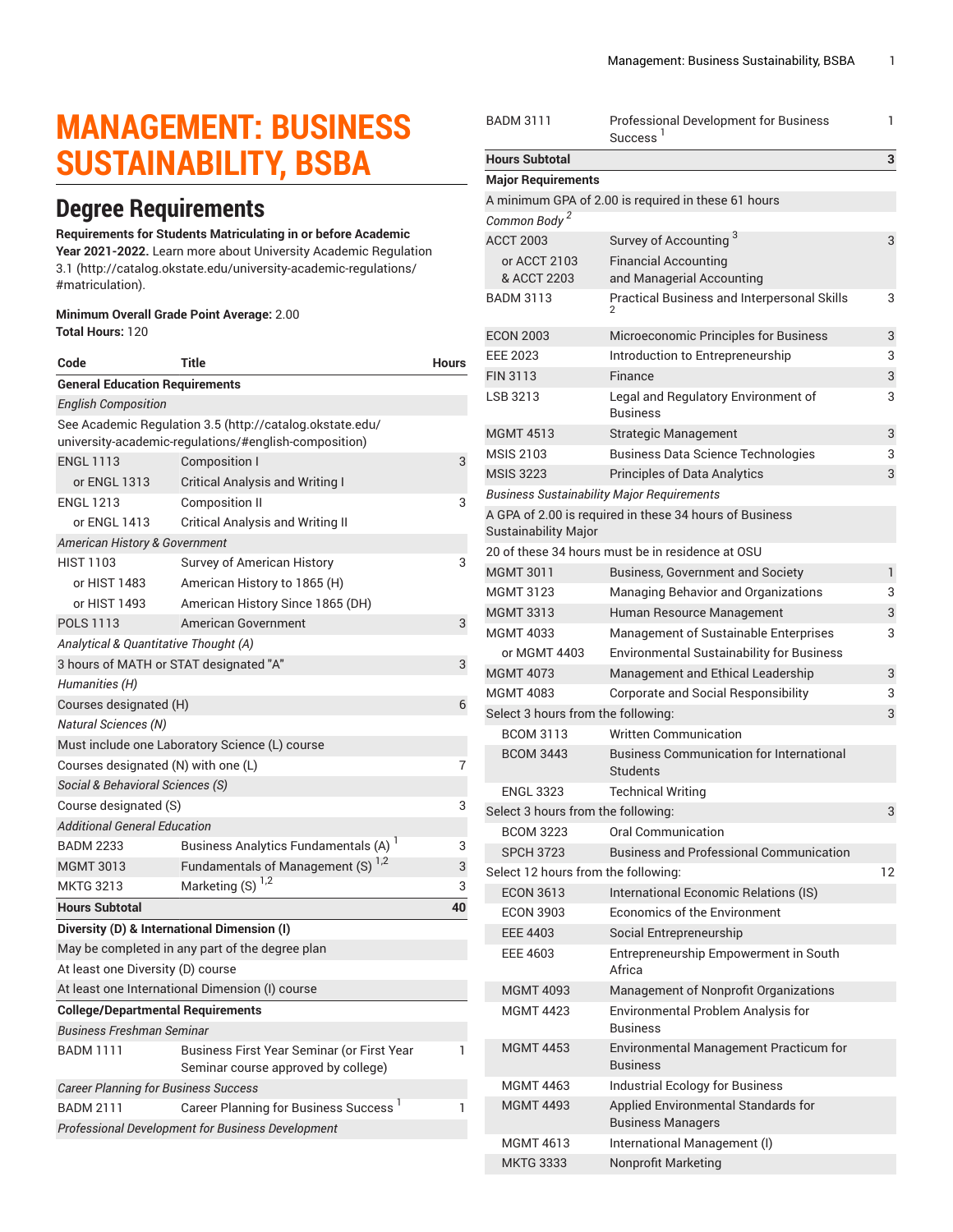// 

# MANAGEMENT: BUSINESS SUSTAINABILITY, BSBA

## Degree Requirements

**Requirements for Students Matriculating in or before Academic Year 2021-2022.** Learn more about University Academic Regulation 3.1 (http://catalog.okstate.edu/university-academic-regulations/#matriculation).

**Minimum Overall Grade Point Average:** 2.00
**Total Hours:** 120

| Code | Title | Hours |
|---|---|---|
| **General Education Requirements** | | |
| *English Composition* | | |
| See Academic Regulation 3.5 (http://catalog.okstate.edu/university-academic-regulations/#english-composition) | | |
| ENGL 1113 | Composition I | 3 |
| or ENGL 1313 | Critical Analysis and Writing I | |
| ENGL 1213 | Composition II | 3 |
| or ENGL 1413 | Critical Analysis and Writing II | |
| *American History & Government* | | |
| HIST 1103 | Survey of American History | 3 |
| or HIST 1483 | American History to 1865 (H) | |
| or HIST 1493 | American History Since 1865 (DH) | |
| POLS 1113 | American Government | 3 |
| *Analytical & Quantitative Thought (A)* | | |
| 3 hours of MATH or STAT designated "A" | | 3 |
| *Humanities (H)* | | |
| Courses designated (H) | | 6 |
| *Natural Sciences (N)* | | |
| Must include one Laboratory Science (L) course | | |
| Courses designated (N) with one (L) | | 7 |
| *Social & Behavioral Sciences (S)* | | |
| Course designated (S) | | 3 |
| *Additional General Education* | | |
| BADM 2233 | Business Analytics Fundamentals (A) [1] | 3 |
| MGMT 3013 | Fundamentals of Management (S) [1,2] | 3 |
| MKTG 3213 | Marketing (S) [1,2] | 3 |
| **Hours Subtotal** | | **40** |
| **Diversity (D) & International Dimension (I)** | | |
| May be completed in any part of the degree plan | | |
| At least one Diversity (D) course | | |
| At least one International Dimension (I) course | | |
| **College/Departmental Requirements** | | |
| *Business Freshman Seminar* | | |
| BADM 1111 | Business First Year Seminar (or First Year Seminar course approved by college) | 1 |
| *Career Planning for Business Success* | | |
| BADM 2111 | Career Planning for Business Success [1] | 1 |
| *Professional Development for Business Development* | | |
| BADM 3111 | Professional Development for Business Success [1] | 1 |
| **Hours Subtotal** | | **3** |
| **Major Requirements** | | |
| A minimum GPA of 2.00 is required in these 61 hours | | |
| *Common Body [2]* | | |
| ACCT 2003 | Survey of Accounting [3] | 3 |
| or ACCT 2103 & ACCT 2203 | Financial Accounting and Managerial Accounting | |
| BADM 3113 | Practical Business and Interpersonal Skills [2] | 3 |
| ECON 2003 | Microeconomic Principles for Business | 3 |
| EEE 2023 | Introduction to Entrepreneurship | 3 |
| FIN 3113 | Finance | 3 |
| LSB 3213 | Legal and Regulatory Environment of Business | 3 |
| MGMT 4513 | Strategic Management | 3 |
| MSIS 2103 | Business Data Science Technologies | 3 |
| MSIS 3223 | Principles of Data Analytics | 3 |
| *Business Sustainability Major Requirements* | | |
| A GPA of 2.00 is required in these 34 hours of Business Sustainability Major | | |
| 20 of these 34 hours must be in residence at OSU | | |
| MGMT 3011 | Business, Government and Society | 1 |
| MGMT 3123 | Managing Behavior and Organizations | 3 |
| MGMT 3313 | Human Resource Management | 3 |
| MGMT 4033 | Management of Sustainable Enterprises | 3 |
| or MGMT 4403 | Environmental Sustainability for Business | |
| MGMT 4073 | Management and Ethical Leadership | 3 |
| MGMT 4083 | Corporate and Social Responsibility | 3 |
| Select 3 hours from the following: | | 3 |
| BCOM 3113 | Written Communication | |
| BCOM 3443 | Business Communication for International Students | |
| ENGL 3323 | Technical Writing | |
| Select 3 hours from the following: | | 3 |
| BCOM 3223 | Oral Communication | |
| SPCH 3723 | Business and Professional Communication | |
| Select 12 hours from the following: | | 12 |
| ECON 3613 | International Economic Relations (IS) | |
| ECON 3903 | Economics of the Environment | |
| EEE 4403 | Social Entrepreneurship | |
| EEE 4603 | Entrepreneurship Empowerment in South Africa | |
| MGMT 4093 | Management of Nonprofit Organizations | |
| MGMT 4423 | Environmental Problem Analysis for Business | |
| MGMT 4453 | Environmental Management Practicum for Business | |
| MGMT 4463 | Industrial Ecology for Business | |
| MGMT 4493 | Applied Environmental Standards for Business Managers | |
| MGMT 4613 | International Management (I) | |
| MKTG 3333 | Nonprofit Marketing | |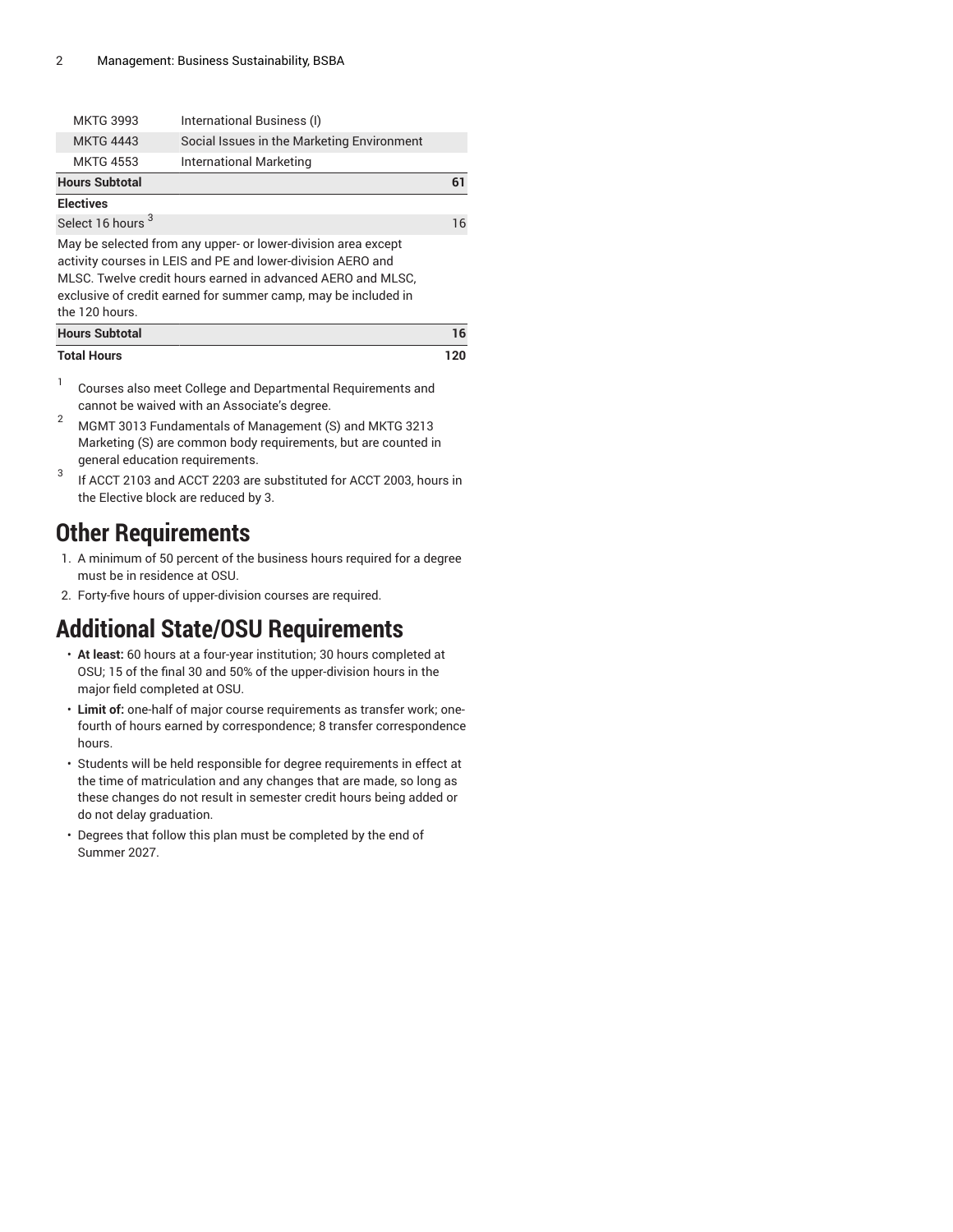| | | |
|---|---|---|
| MKTG 3993 | International Business (I) | |
| MKTG 4443 | Social Issues in the Marketing Environment | |
| MKTG 4553 | International Marketing | |
| **Hours Subtotal** | | **61** |
| **Electives** | | |
| Select 16 hours [3] | | 16 |
| May be selected from any upper- or lower-division area except activity courses in LEIS and PE and lower-division AERO and MLSC. Twelve credit hours earned in advanced AERO and MLSC, exclusive of credit earned for summer camp, may be included in the 120 hours. | | |
| **Hours Subtotal** | | **16** |
| **Total Hours** | | **120** |

1. Courses also meet College and Departmental Requirements and cannot be waived with an Associate's degree.
2. MGMT 3013 Fundamentals of Management (S) and MKTG 3213 Marketing (S) are common body requirements, but are counted in general education requirements.
3. If ACCT 2103 and ACCT 2203 are substituted for ACCT 2003, hours in the Elective block are reduced by 3.

# Other Requirements

1. A minimum of 50 percent of the business hours required for a degree must be in residence at OSU.
2. Forty-five hours of upper-division courses are required.

# Additional State/OSU Requirements

- **At least:** 60 hours at a four-year institution; 30 hours completed at OSU; 15 of the final 30 and 50% of the upper-division hours in the major field completed at OSU.
- **Limit of:** one-half of major course requirements as transfer work; one-fourth of hours earned by correspondence; 8 transfer correspondence hours.
- Students will be held responsible for degree requirements in effect at the time of matriculation and any changes that are made, so long as these changes do not result in semester credit hours being added or do not delay graduation.
- Degrees that follow this plan must be completed by the end of Summer 2027.